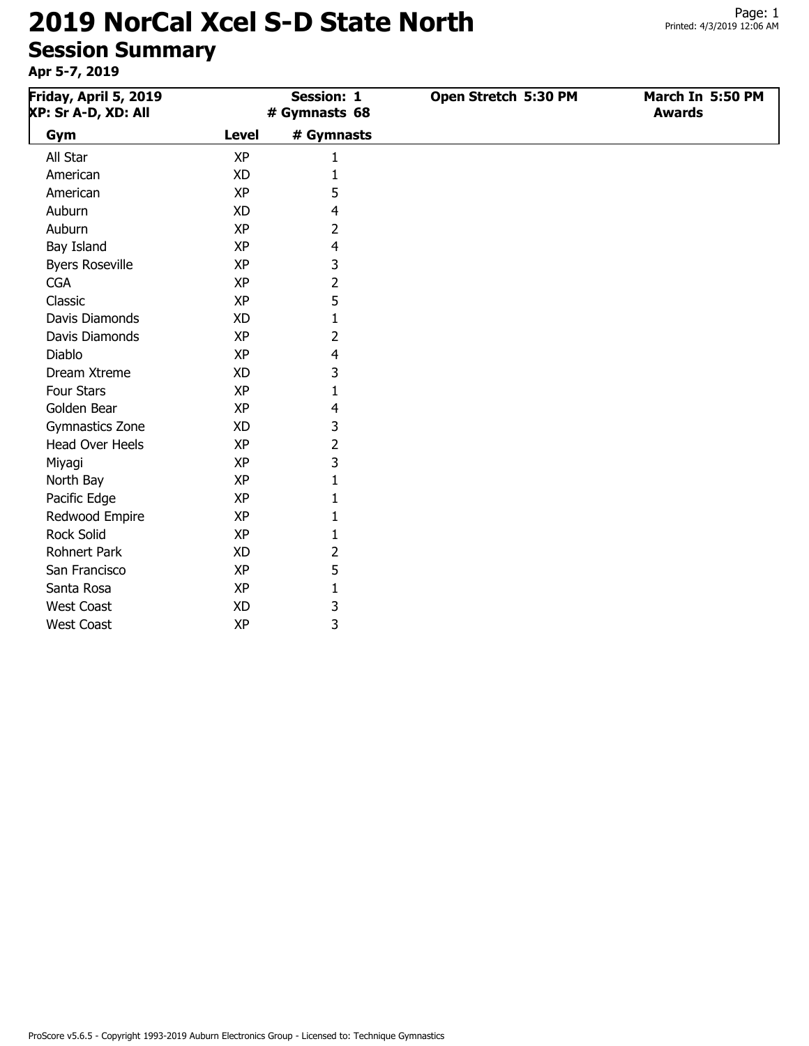# 2019 NorCal Xcel S-D State North

## Session Summary

**Apr 5-7, 2019**

| **Friday, April 5, 2019**<br>**XP: Sr A-D, XD: All** | **Session: 1**<br>**# Gymnasts 68** | **Open Stretch 5:30 PM** | **March In 5:50 PM**<br>**Awards** |
|---|---|---|---|

| Gym | Level | # Gymnasts |
|---|---|---|
| All Star | XP | 1 |
| American | XD | 1 |
| American | XP | 5 |
| Auburn | XD | 4 |
| Auburn | XP | 2 |
| Bay Island | XP | 4 |
| Byers Roseville | XP | 3 |
| CGA | XP | 2 |
| Classic | XP | 5 |
| Davis Diamonds | XD | 1 |
| Davis Diamonds | XP | 2 |
| Diablo | XP | 4 |
| Dream Xtreme | XD | 3 |
| Four Stars | XP | 1 |
| Golden Bear | XP | 4 |
| Gymnastics Zone | XD | 3 |
| Head Over Heels | XP | 2 |
| Miyagi | XP | 3 |
| North Bay | XP | 1 |
| Pacific Edge | XP | 1 |
| Redwood Empire | XP | 1 |
| Rock Solid | XP | 1 |
| Rohnert Park | XD | 2 |
| San Francisco | XP | 5 |
| Santa Rosa | XP | 1 |
| West Coast | XD | 3 |
| West Coast | XP | 3 |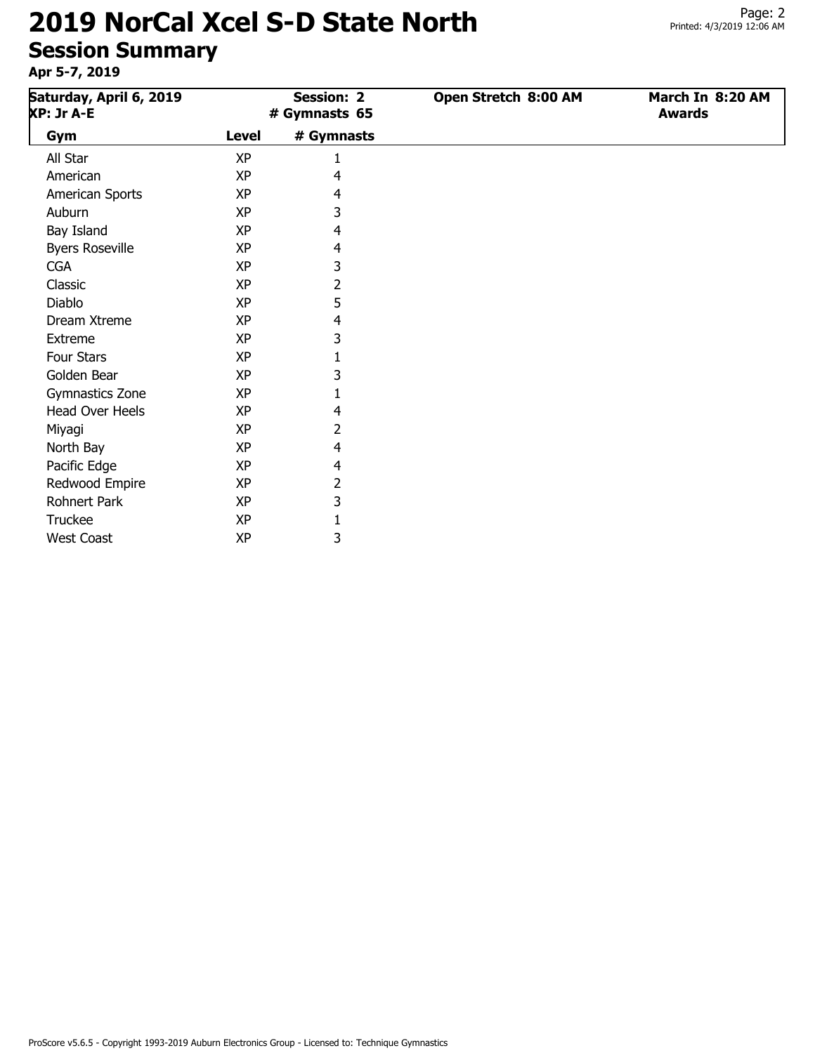# 2019 NorCal Xcel S-D State North

## Session Summary

**Apr 5-7, 2019**

| Saturday, April 6, 2019 | Session: 2 | Open Stretch 8:00 AM | March In 8:20 AM |
|---|---|---|---|
| XP: Jr A-E | # Gymnasts 65 | | Awards |

| Gym | Level | # Gymnasts |
|---|---|---|
| All Star | XP | 1 |
| American | XP | 4 |
| American Sports | XP | 4 |
| Auburn | XP | 3 |
| Bay Island | XP | 4 |
| Byers Roseville | XP | 4 |
| CGA | XP | 3 |
| Classic | XP | 2 |
| Diablo | XP | 5 |
| Dream Xtreme | XP | 4 |
| Extreme | XP | 3 |
| Four Stars | XP | 1 |
| Golden Bear | XP | 3 |
| Gymnastics Zone | XP | 1 |
| Head Over Heels | XP | 4 |
| Miyagi | XP | 2 |
| North Bay | XP | 4 |
| Pacific Edge | XP | 4 |
| Redwood Empire | XP | 2 |
| Rohnert Park | XP | 3 |
| Truckee | XP | 1 |
| West Coast | XP | 3 |

ProScore v5.6.5 - Copyright 1993-2019 Auburn Electronics Group - Licensed to: Technique Gymnastics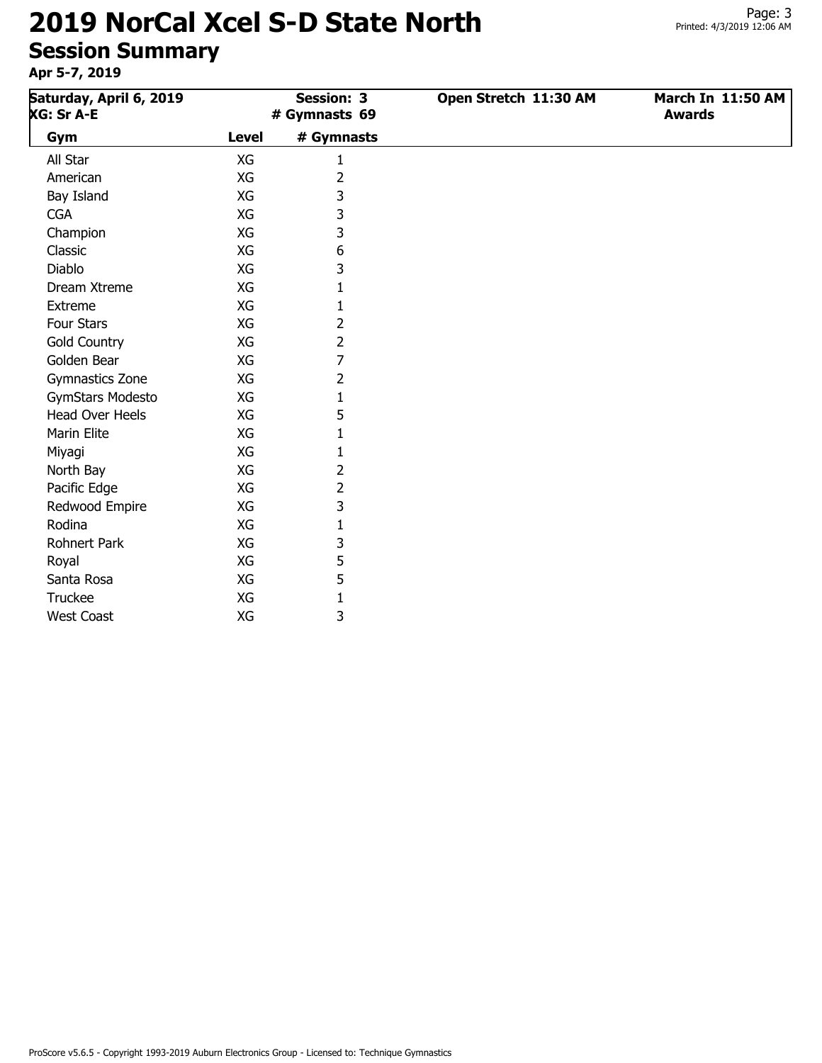# 2019 NorCal Xcel S-D State North

## Session Summary

**Apr 5-7, 2019**

| **Saturday, April 6, 2019** | **Session: 3** | **Open Stretch 11:30 AM** | **March In 11:50 AM** |
|---|---|---|---|
| **XG: Sr A-E** | **# Gymnasts 69** | | **Awards** |

| Gym | Level | # Gymnasts |
|---|---|---|
| All Star | XG | 1 |
| American | XG | 2 |
| Bay Island | XG | 3 |
| CGA | XG | 3 |
| Champion | XG | 3 |
| Classic | XG | 6 |
| Diablo | XG | 3 |
| Dream Xtreme | XG | 1 |
| Extreme | XG | 1 |
| Four Stars | XG | 2 |
| Gold Country | XG | 2 |
| Golden Bear | XG | 7 |
| Gymnastics Zone | XG | 2 |
| GymStars Modesto | XG | 1 |
| Head Over Heels | XG | 5 |
| Marin Elite | XG | 1 |
| Miyagi | XG | 1 |
| North Bay | XG | 2 |
| Pacific Edge | XG | 2 |
| Redwood Empire | XG | 3 |
| Rodina | XG | 1 |
| Rohnert Park | XG | 3 |
| Royal | XG | 5 |
| Santa Rosa | XG | 5 |
| Truckee | XG | 1 |
| West Coast | XG | 3 |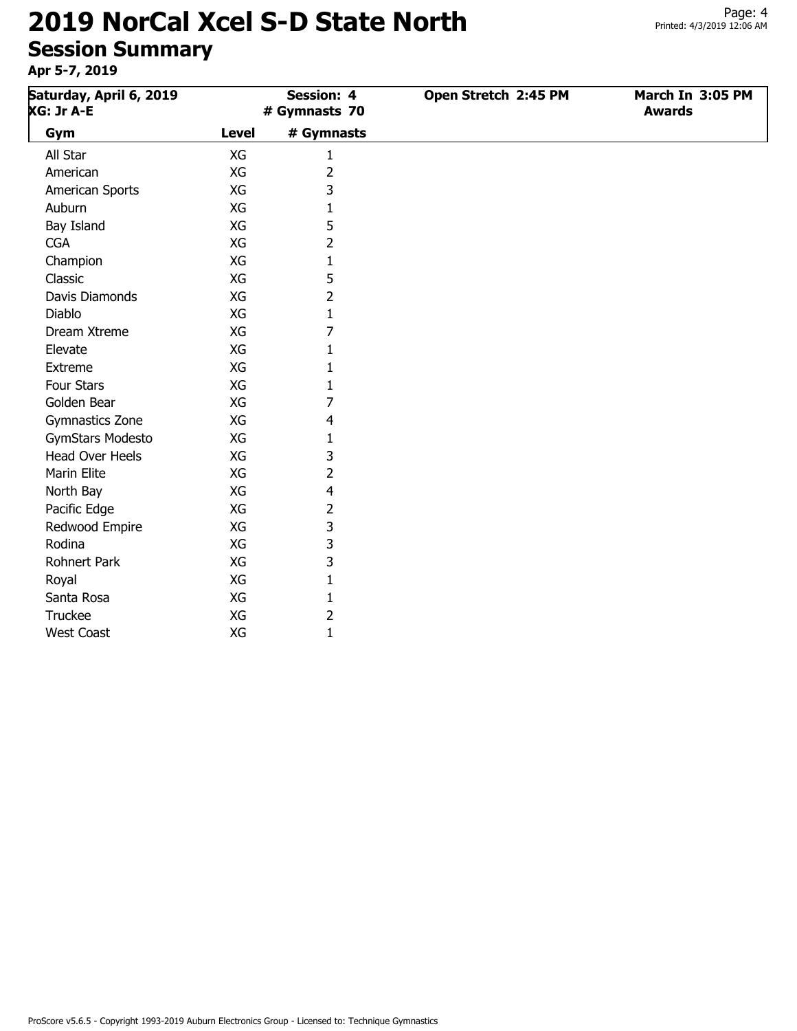# 2019 NorCal Xcel S-D State North

## Session Summary

**Apr 5-7, 2019**

| Saturday, April 6, 2019<br>XG: Jr A-E | | Session: 4<br># Gymnasts 70 | Open Stretch 2:45 PM | March In 3:05 PM<br>Awards |
|---|---|---|---|---|
| **Gym** | **Level** | **# Gymnasts** | | |
| All Star | XG | 1 | | |
| American | XG | 2 | | |
| American Sports | XG | 3 | | |
| Auburn | XG | 1 | | |
| Bay Island | XG | 5 | | |
| CGA | XG | 2 | | |
| Champion | XG | 1 | | |
| Classic | XG | 5 | | |
| Davis Diamonds | XG | 2 | | |
| Diablo | XG | 1 | | |
| Dream Xtreme | XG | 7 | | |
| Elevate | XG | 1 | | |
| Extreme | XG | 1 | | |
| Four Stars | XG | 1 | | |
| Golden Bear | XG | 7 | | |
| Gymnastics Zone | XG | 4 | | |
| GymStars Modesto | XG | 1 | | |
| Head Over Heels | XG | 3 | | |
| Marin Elite | XG | 2 | | |
| North Bay | XG | 4 | | |
| Pacific Edge | XG | 2 | | |
| Redwood Empire | XG | 3 | | |
| Rodina | XG | 3 | | |
| Rohnert Park | XG | 3 | | |
| Royal | XG | 1 | | |
| Santa Rosa | XG | 1 | | |
| Truckee | XG | 2 | | |
| West Coast | XG | 1 | | |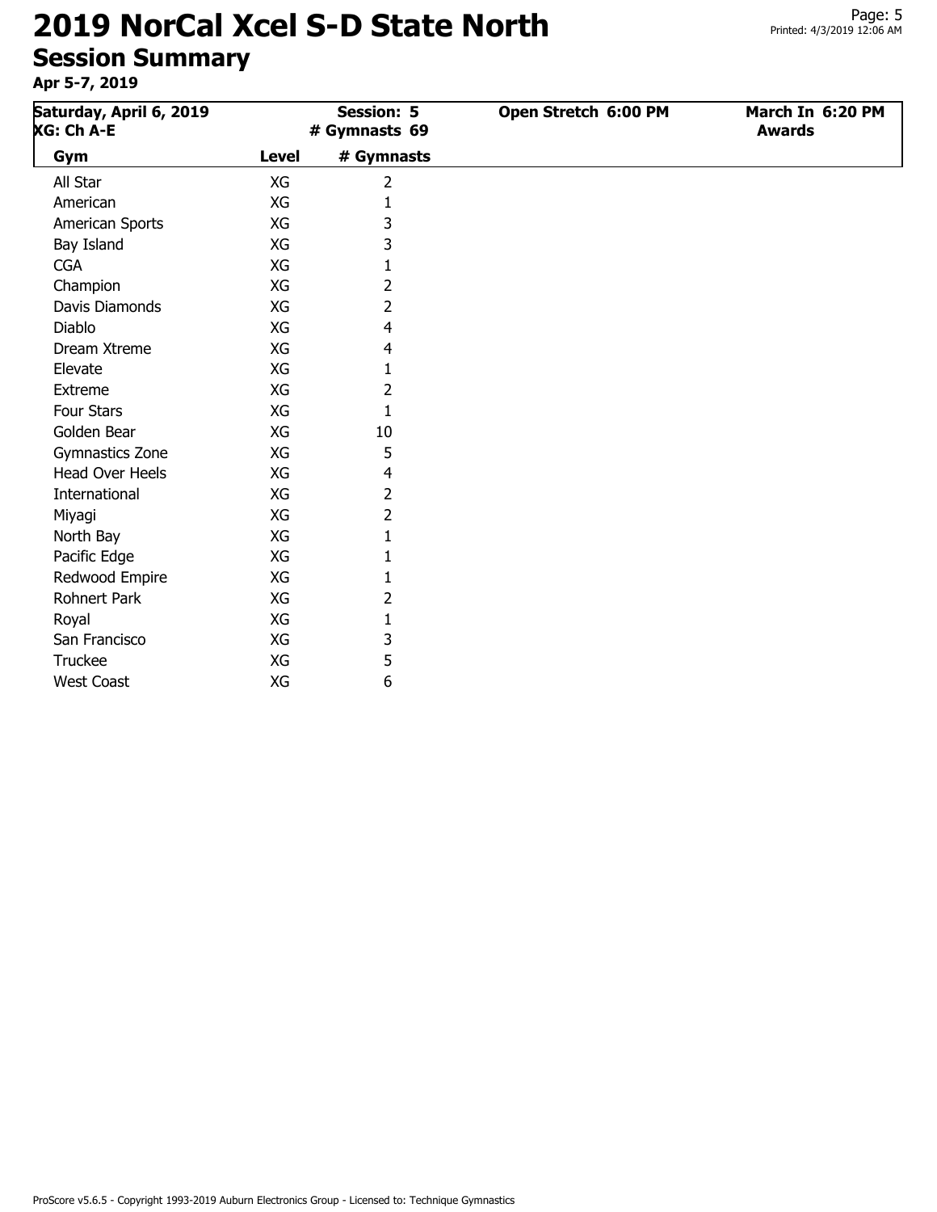# 2019 NorCal Xcel S-D State North

## Session Summary

**Apr 5-7, 2019**

| Saturday, April 6, 2019 | Session: 5 | Open Stretch 6:00 PM | March In 6:20 PM |
|---|---|---|---|
| XG: Ch A-E | # Gymnasts 69 | | Awards |

| Gym | Level | # Gymnasts |
|---|---|---|
| All Star | XG | 2 |
| American | XG | 1 |
| American Sports | XG | 3 |
| Bay Island | XG | 3 |
| CGA | XG | 1 |
| Champion | XG | 2 |
| Davis Diamonds | XG | 2 |
| Diablo | XG | 4 |
| Dream Xtreme | XG | 4 |
| Elevate | XG | 1 |
| Extreme | XG | 2 |
| Four Stars | XG | 1 |
| Golden Bear | XG | 10 |
| Gymnastics Zone | XG | 5 |
| Head Over Heels | XG | 4 |
| International | XG | 2 |
| Miyagi | XG | 2 |
| North Bay | XG | 1 |
| Pacific Edge | XG | 1 |
| Redwood Empire | XG | 1 |
| Rohnert Park | XG | 2 |
| Royal | XG | 1 |
| San Francisco | XG | 3 |
| Truckee | XG | 5 |
| West Coast | XG | 6 |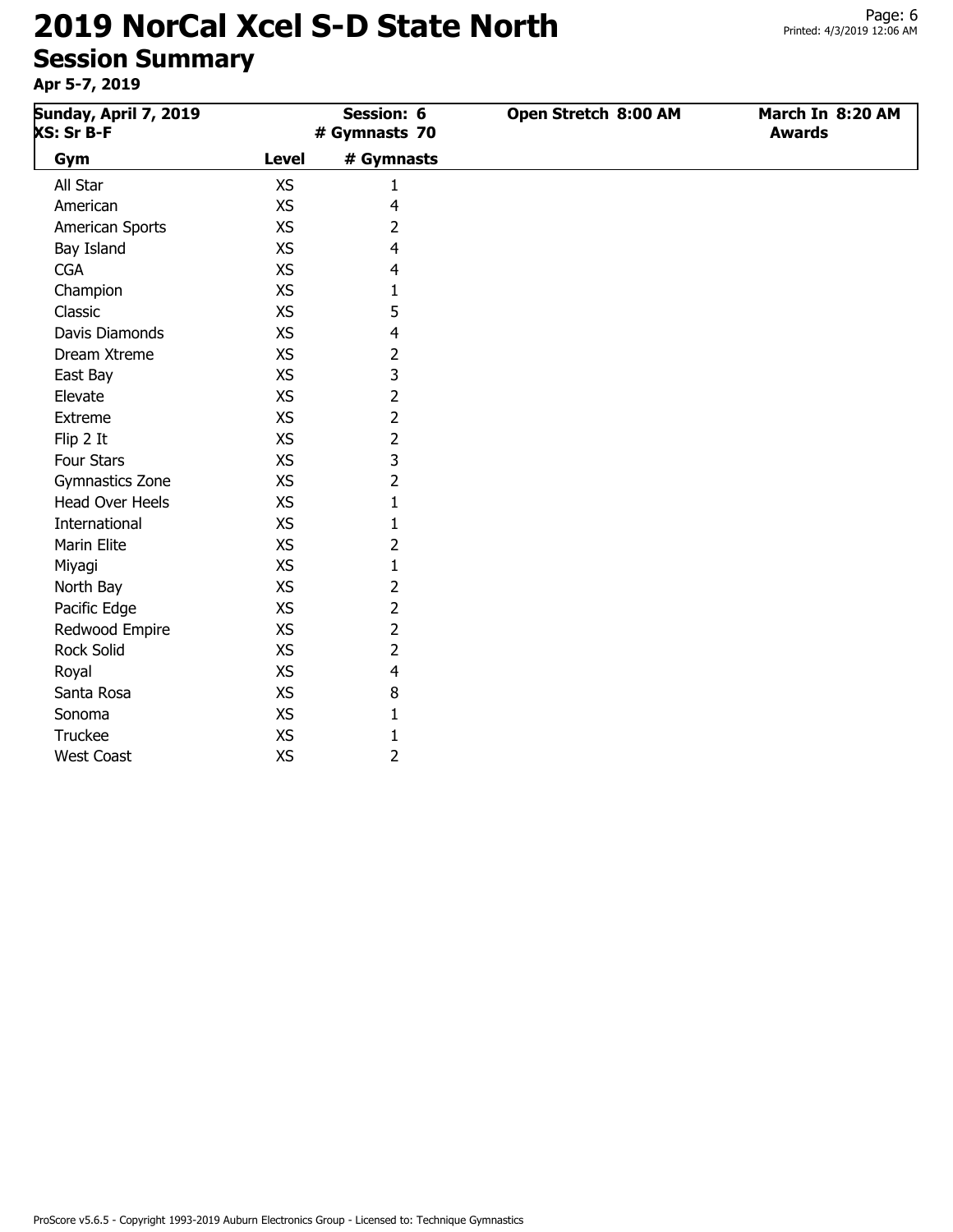# 2019 NorCal Xcel S-D State North

## Session Summary

**Apr 5-7, 2019**

| Sunday, April 7, 2019<br>XS: Sr B-F | | Session: 6<br># Gymnasts 70 | Open Stretch 8:00 AM | March In 8:20 AM<br>Awards |
|---|---|---|---|---|
| **Gym** | **Level** | **# Gymnasts** | | |
| All Star | XS | 1 | | |
| American | XS | 4 | | |
| American Sports | XS | 2 | | |
| Bay Island | XS | 4 | | |
| CGA | XS | 4 | | |
| Champion | XS | 1 | | |
| Classic | XS | 5 | | |
| Davis Diamonds | XS | 4 | | |
| Dream Xtreme | XS | 2 | | |
| East Bay | XS | 3 | | |
| Elevate | XS | 2 | | |
| Extreme | XS | 2 | | |
| Flip 2 It | XS | 2 | | |
| Four Stars | XS | 3 | | |
| Gymnastics Zone | XS | 2 | | |
| Head Over Heels | XS | 1 | | |
| International | XS | 1 | | |
| Marin Elite | XS | 2 | | |
| Miyagi | XS | 1 | | |
| North Bay | XS | 2 | | |
| Pacific Edge | XS | 2 | | |
| Redwood Empire | XS | 2 | | |
| Rock Solid | XS | 2 | | |
| Royal | XS | 4 | | |
| Santa Rosa | XS | 8 | | |
| Sonoma | XS | 1 | | |
| Truckee | XS | 1 | | |
| West Coast | XS | 2 | | |

ProScore v5.6.5 - Copyright 1993-2019 Auburn Electronics Group - Licensed to: Technique Gymnastics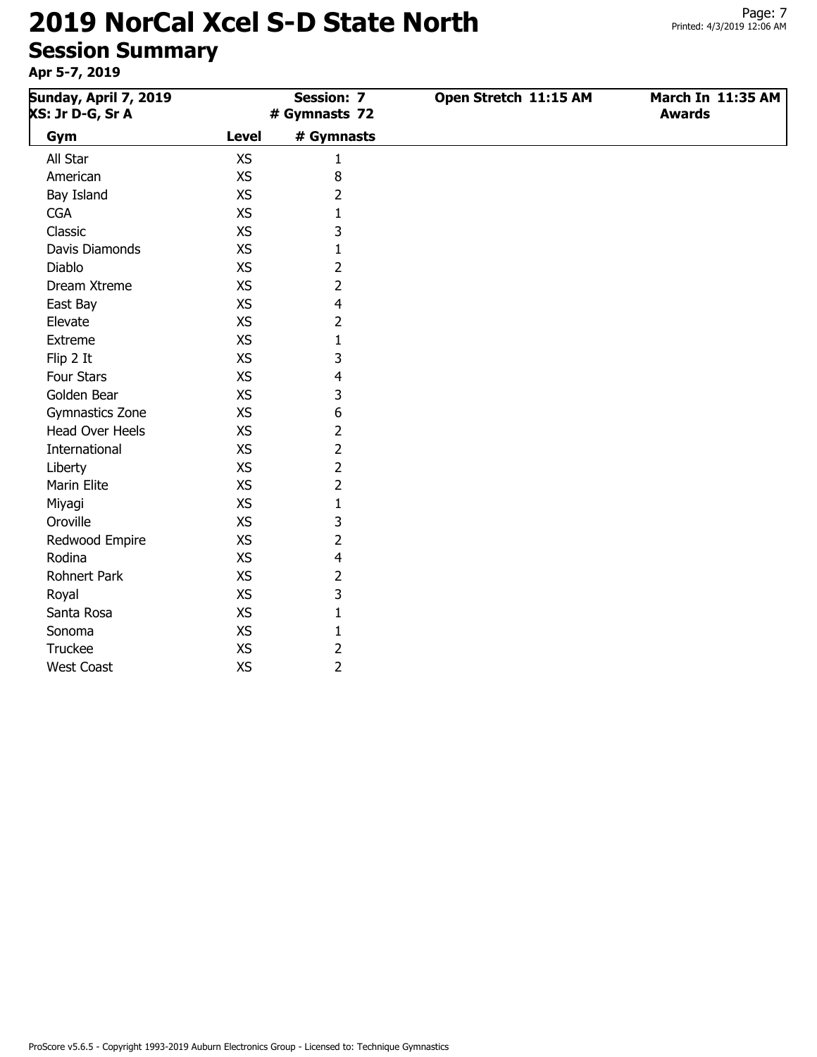# 2019 NorCal Xcel S-D State North

## Session Summary

**Apr 5-7, 2019**

| Sunday, April 7, 2019 XS: Jr D-G, Sr A | | Session: 7 # Gymnasts 72 | Open Stretch 11:15 AM | March In 11:35 AM Awards |
|---|---|---|---|---|
| **Gym** | **Level** | **# Gymnasts** | | |
| All Star | XS | 1 | | |
| American | XS | 8 | | |
| Bay Island | XS | 2 | | |
| CGA | XS | 1 | | |
| Classic | XS | 3 | | |
| Davis Diamonds | XS | 1 | | |
| Diablo | XS | 2 | | |
| Dream Xtreme | XS | 2 | | |
| East Bay | XS | 4 | | |
| Elevate | XS | 2 | | |
| Extreme | XS | 1 | | |
| Flip 2 It | XS | 3 | | |
| Four Stars | XS | 4 | | |
| Golden Bear | XS | 3 | | |
| Gymnastics Zone | XS | 6 | | |
| Head Over Heels | XS | 2 | | |
| International | XS | 2 | | |
| Liberty | XS | 2 | | |
| Marin Elite | XS | 2 | | |
| Miyagi | XS | 1 | | |
| Oroville | XS | 3 | | |
| Redwood Empire | XS | 2 | | |
| Rodina | XS | 4 | | |
| Rohnert Park | XS | 2 | | |
| Royal | XS | 3 | | |
| Santa Rosa | XS | 1 | | |
| Sonoma | XS | 1 | | |
| Truckee | XS | 2 | | |
| West Coast | XS | 2 | | |

ProScore v5.6.5 - Copyright 1993-2019 Auburn Electronics Group - Licensed to: Technique Gymnastics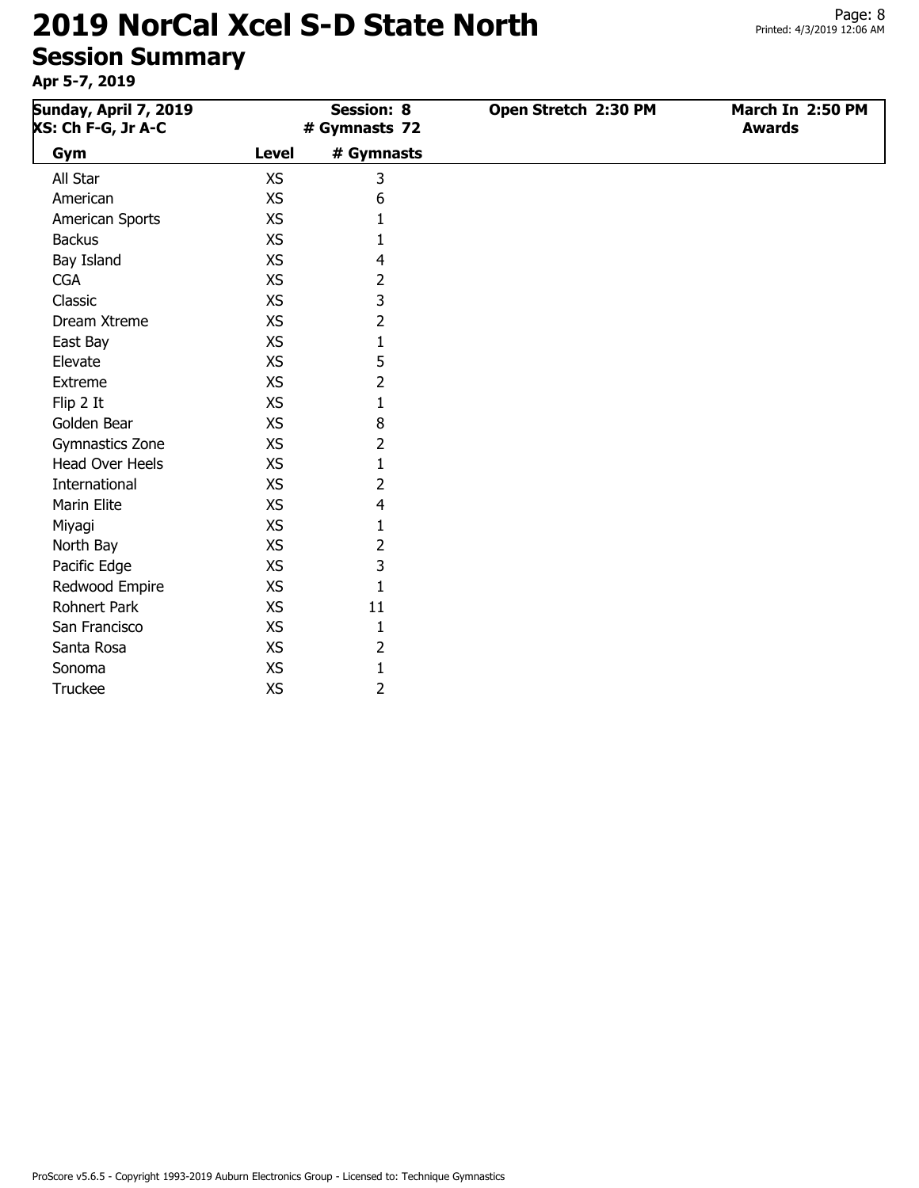# 2019 NorCal Xcel S-D State North

## Session Summary

**Apr 5-7, 2019**

| Sunday, April 7, 2019<br>XS: Ch F-G, Jr A-C | Session: 8<br># Gymnasts 72 | Open Stretch 2:30 PM | March In 2:50 PM<br>Awards |
|---|---|---|---|

| Gym | Level | # Gymnasts |
|---|---|---|
| All Star | XS | 3 |
| American | XS | 6 |
| American Sports | XS | 1 |
| Backus | XS | 1 |
| Bay Island | XS | 4 |
| CGA | XS | 2 |
| Classic | XS | 3 |
| Dream Xtreme | XS | 2 |
| East Bay | XS | 1 |
| Elevate | XS | 5 |
| Extreme | XS | 2 |
| Flip 2 It | XS | 1 |
| Golden Bear | XS | 8 |
| Gymnastics Zone | XS | 2 |
| Head Over Heels | XS | 1 |
| International | XS | 2 |
| Marin Elite | XS | 4 |
| Miyagi | XS | 1 |
| North Bay | XS | 2 |
| Pacific Edge | XS | 3 |
| Redwood Empire | XS | 1 |
| Rohnert Park | XS | 11 |
| San Francisco | XS | 1 |
| Santa Rosa | XS | 2 |
| Sonoma | XS | 1 |
| Truckee | XS | 2 |

ProScore v5.6.5 - Copyright 1993-2019 Auburn Electronics Group - Licensed to: Technique Gymnastics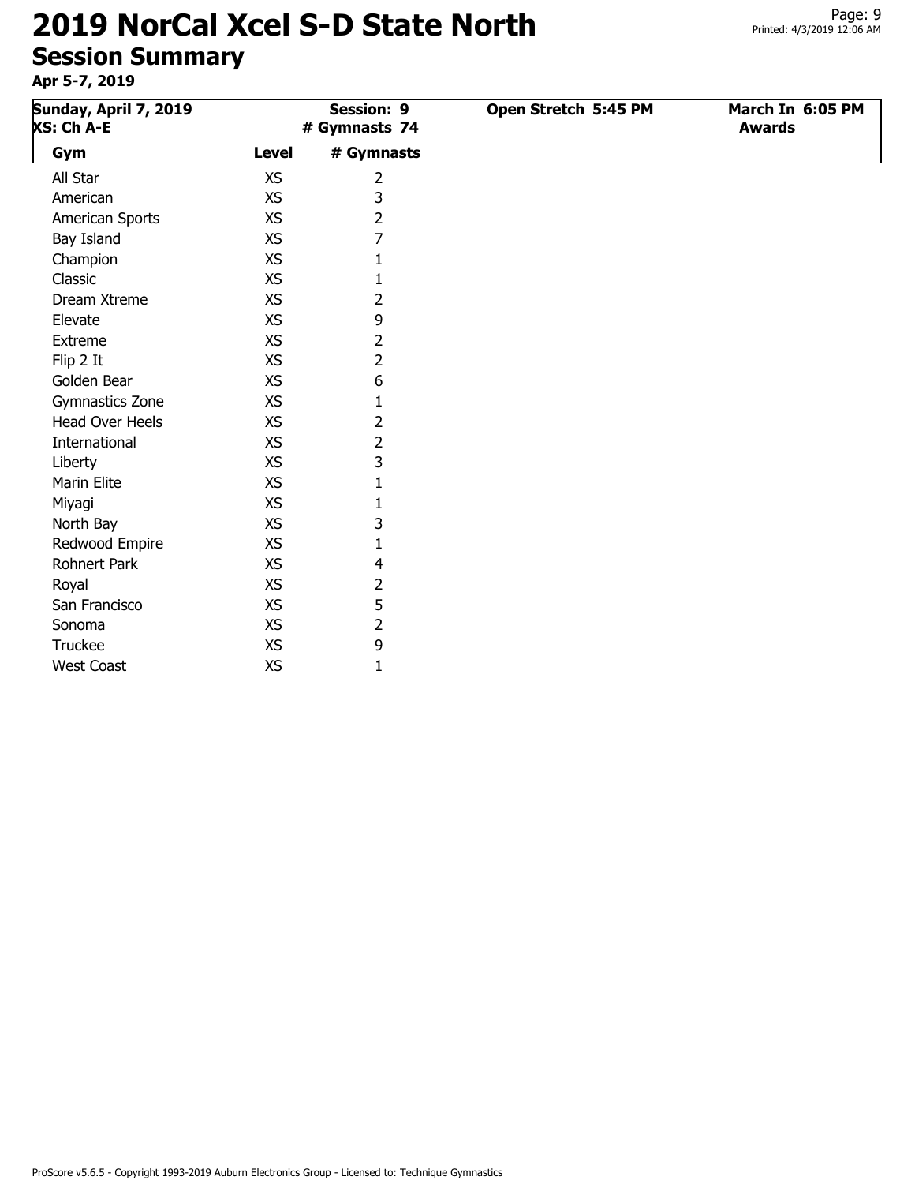# 2019 NorCal Xcel S-D State North

## Session Summary

**Apr 5-7, 2019**

| **Sunday, April 7, 2019** | **Session: 9** | **Open Stretch 5:45 PM** | **March In 6:05 PM** |
|---|---|---|---|
| **XS: Ch A-E** | **# Gymnasts 74** | | **Awards** |

| Gym | Level | # Gymnasts |
|---|---|---|
| All Star | XS | 2 |
| American | XS | 3 |
| American Sports | XS | 2 |
| Bay Island | XS | 7 |
| Champion | XS | 1 |
| Classic | XS | 1 |
| Dream Xtreme | XS | 2 |
| Elevate | XS | 9 |
| Extreme | XS | 2 |
| Flip 2 It | XS | 2 |
| Golden Bear | XS | 6 |
| Gymnastics Zone | XS | 1 |
| Head Over Heels | XS | 2 |
| International | XS | 2 |
| Liberty | XS | 3 |
| Marin Elite | XS | 1 |
| Miyagi | XS | 1 |
| North Bay | XS | 3 |
| Redwood Empire | XS | 1 |
| Rohnert Park | XS | 4 |
| Royal | XS | 2 |
| San Francisco | XS | 5 |
| Sonoma | XS | 2 |
| Truckee | XS | 9 |
| West Coast | XS | 1 |

ProScore v5.6.5 - Copyright 1993-2019 Auburn Electronics Group - Licensed to: Technique Gymnastics